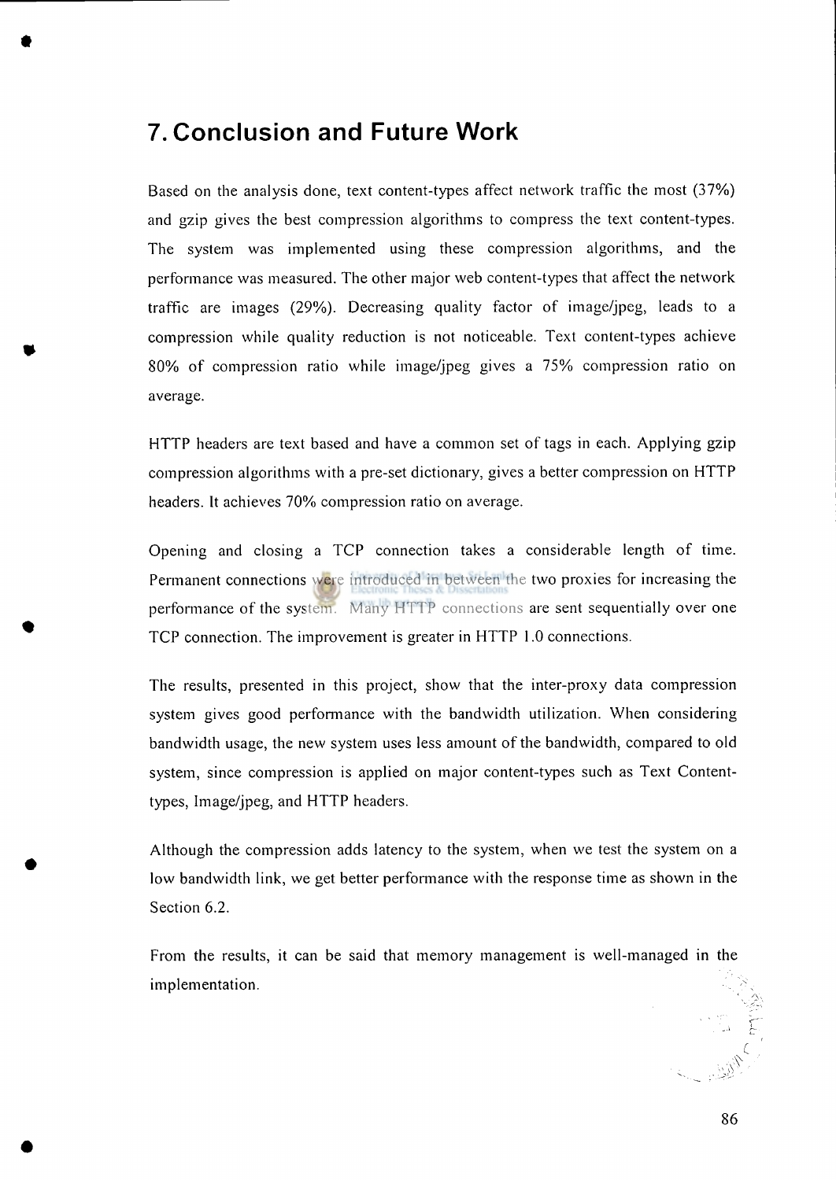# 7. Conclusion and Future Work

Based on the analysis done, text content-types affect network traffic the most (37%) and gzip gives the best compression algorithms to compress the text content-types. The system was implemented using these compression algorithms, and the performance was measured. The other major web content-types that affect the network traffic are images (29%). Decreasing quality factor of image/jpeg, leads to a compression while quality reduction is not noticeable. Text content-types achieve 80% of compression ratio while image/jpeg gives a 75% compression ratio on average.

HTTP headers are text based and have a common set of tags in each. Applying gzip compression algorithms with a pre-set dictionary, gives a better compression on HTTP headers. It achieves 70% compression ratio on average.

Opening and closing a TCP connection takes a considerable length of time. Permanent connections were introduced in between the two proxies for increasing the performance of the system. Many HTTP connections are sent sequentially over one TCP connection. The improvement is greater in HTTP 1.0 connections.

The results, presented in this project, show that the inter-proxy data compression system gives good performance with the bandwidth utilization. When considering bandwidth usage, the new system uses less amount of the bandwidth, compared to old system, since compression is applied on major content-types such as Text Content-types, Image/jpeg, and HTTP headers.

Although the compression adds latency to the system, when we test the system on a low bandwidth link, we get better performance with the response time as shown in the Section 6.2.

From the results, it can be said that memory management is well-managed in the implementation.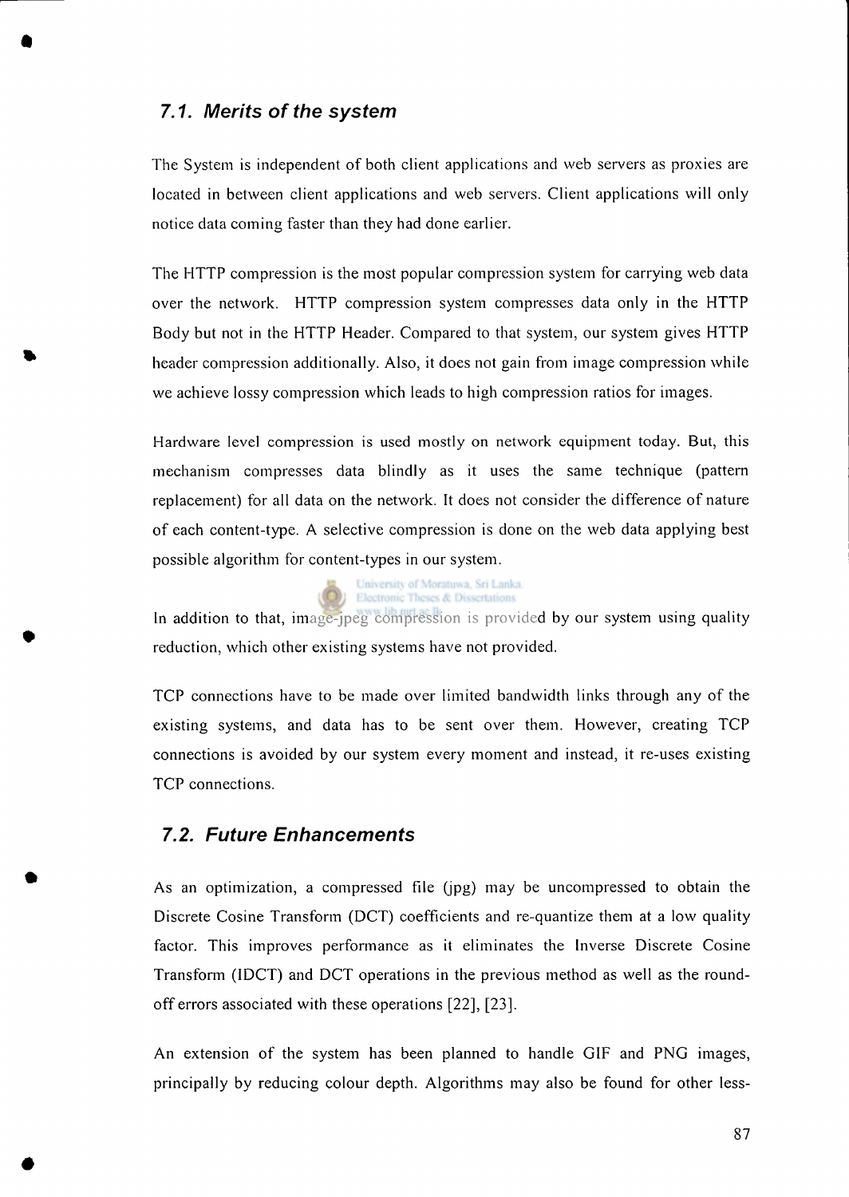## 7.1. Merits of the system

The System is independent of both client applications and web servers as proxies are located in between client applications and web servers. Client applications will only notice data coming faster than they had done earlier.

The HTTP compression is the most popular compression system for carrying web data over the network. HTTP compression system compresses data only in the HTTP Body but not in the HTTP Header. Compared to that system, our system gives HTTP header compression additionally. Also, it does not gain from image compression while we achieve lossy compression which leads to high compression ratios for images.

Hardware level compression is used mostly on network equipment today. But, this mechanism compresses data blindly as it uses the same technique (pattern replacement) for all data on the network. It does not consider the difference of nature of each content-type. A selective compression is done on the web data applying best possible algorithm for content-types in our system.

In addition to that, image-jpeg compression is provided by our system using quality reduction, which other existing systems have not provided.

TCP connections have to be made over limited bandwidth links through any of the existing systems, and data has to be sent over them. However, creating TCP connections is avoided by our system every moment and instead, it re-uses existing TCP connections.

## 7.2. Future Enhancements

As an optimization, a compressed file (jpg) may be uncompressed to obtain the Discrete Cosine Transform (DCT) coefficients and re-quantize them at a low quality factor. This improves performance as it eliminates the Inverse Discrete Cosine Transform (IDCT) and DCT operations in the previous method as well as the round-off errors associated with these operations [22], [23].

An extension of the system has been planned to handle GIF and PNG images, principally by reducing colour depth. Algorithms may also be found for other less-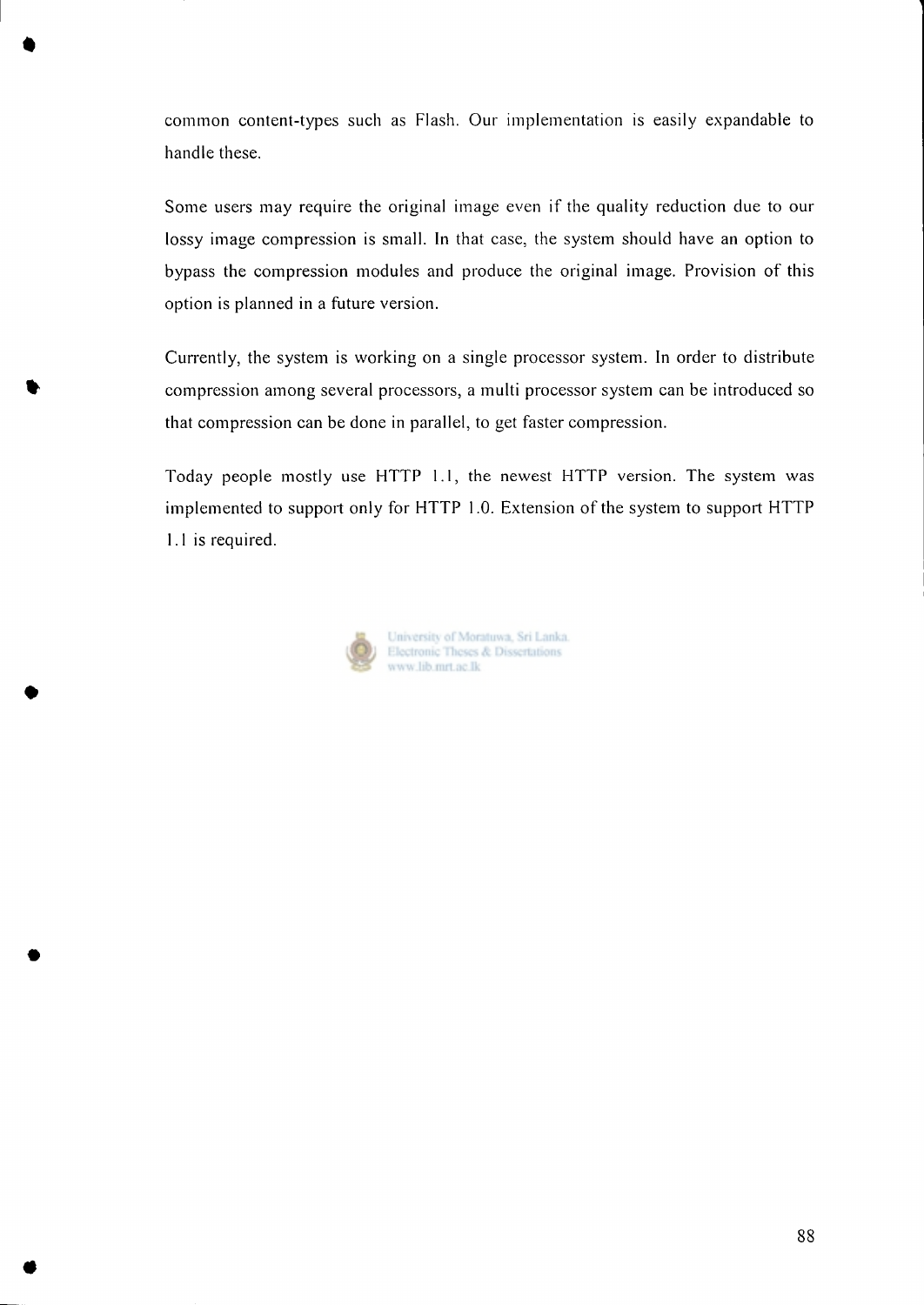common content-types such as Flash. Our implementation is easily expandable to handle these.

Some users may require the original image even if the quality reduction due to our lossy image compression is small. In that case, the system should have an option to bypass the compression modules and produce the original image. Provision of this option is planned in a future version.

Currently, the system is working on a single processor system. In order to distribute compression among several processors, a multi processor system can be introduced so that compression can be done in parallel, to get faster compression.

Today people mostly use HTTP 1.1, the newest HTTP version. The system was implemented to support only for HTTP 1.0. Extension of the system to support HTTP 1.1 is required.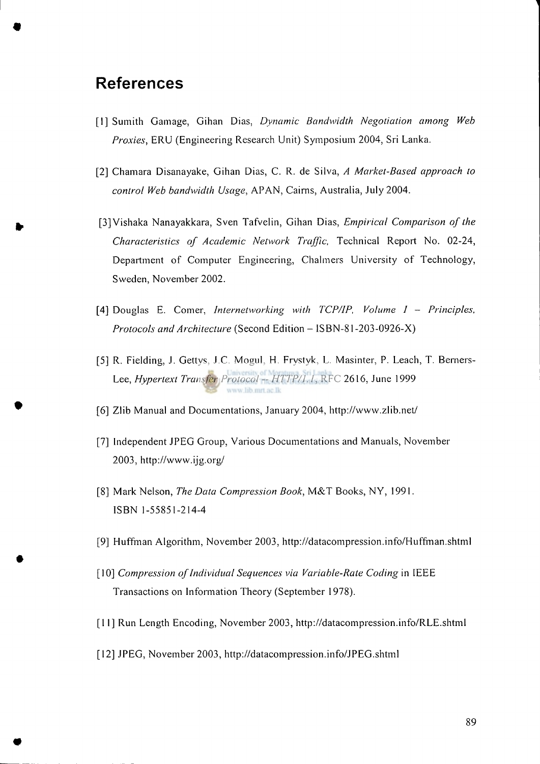# References

[1] Sumith Gamage, Gihan Dias, *Dynamic Bandwidth Negotiation among Web Proxies*, ERU (Engineering Research Unit) Symposium 2004, Sri Lanka.

[2] Chamara Disanayake, Gihan Dias, C. R. de Silva, *A Market-Based approach to control Web bandwidth Usage*, APAN, Cairns, Australia, July 2004.

[3] Vishaka Nanayakkara, Sven Tafvelin, Gihan Dias, *Empirical Comparison of the Characteristics of Academic Network Traffic*, Technical Report No. 02-24, Department of Computer Engineering, Chalmers University of Technology, Sweden, November 2002.

[4] Douglas E. Comer, *Internetworking with TCP/IP, Volume I – Principles, Protocols and Architecture* (Second Edition – ISBN-81-203-0926-X)

[5] R. Fielding, J. Gettys, J.C. Mogul, H. Frystyk, L. Masinter, P. Leach, T. Berners-Lee, *Hypertext Transfer Protocol -- HTTP/1.1*, RFC 2616, June 1999

[6] Zlib Manual and Documentations, January 2004, http://www.zlib.net/

[7] Independent JPEG Group, Various Documentations and Manuals, November 2003, http://www.ijg.org/

[8] Mark Nelson, *The Data Compression Book*, M&T Books, NY, 1991. ISBN 1-55851-214-4

[9] Huffman Algorithm, November 2003, http://datacompression.info/Huffman.shtml

[10] *Compression of Individual Sequences via Variable-Rate Coding* in IEEE Transactions on Information Theory (September 1978).

[11] Run Length Encoding, November 2003, http://datacompression.info/RLE.shtml

[12] JPEG, November 2003, http://datacompression.info/JPEG.shtml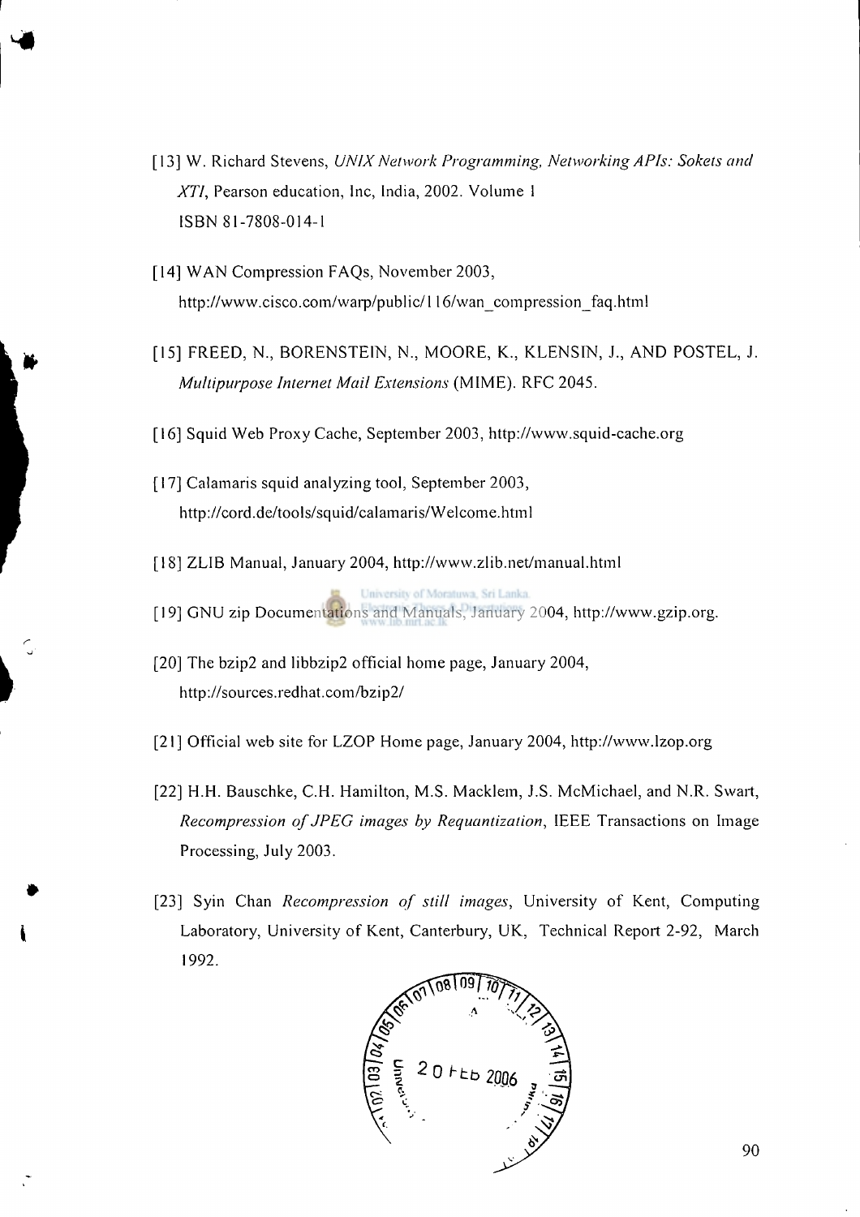[13] W. Richard Stevens, *UNIX Network Programming, Networking APIs: Sokets and XTI*, Pearson education, Inc, India, 2002. Volume 1
ISBN 81-7808-014-1

[14] WAN Compression FAQs, November 2003,
http://www.cisco.com/warp/public/116/wan_compression_faq.html

[15] FREED, N., BORENSTEIN, N., MOORE, K., KLENSIN, J., AND POSTEL, J. *Multipurpose Internet Mail Extensions* (MIME). RFC 2045.

[16] Squid Web Proxy Cache, September 2003, http://www.squid-cache.org

[17] Calamaris squid analyzing tool, September 2003,
http://cord.de/tools/squid/calamaris/Welcome.html

[18] ZLIB Manual, January 2004, http://www.zlib.net/manual.html

[19] GNU zip Documentations and Manuals, January 2004, http://www.gzip.org.

[20] The bzip2 and libbzip2 official home page, January 2004,
http://sources.redhat.com/bzip2/

[21] Official web site for LZOP Home page, January 2004, http://www.lzop.org

[22] H.H. Bauschke, C.H. Hamilton, M.S. Macklem, J.S. McMichael, and N.R. Swart, *Recompression of JPEG images by Requantization*, IEEE Transactions on Image Processing, July 2003.

[23] Syin Chan *Recompression of still images*, University of Kent, Computing Laboratory, University of Kent, Canterbury, UK, Technical Report 2-92, March 1992.